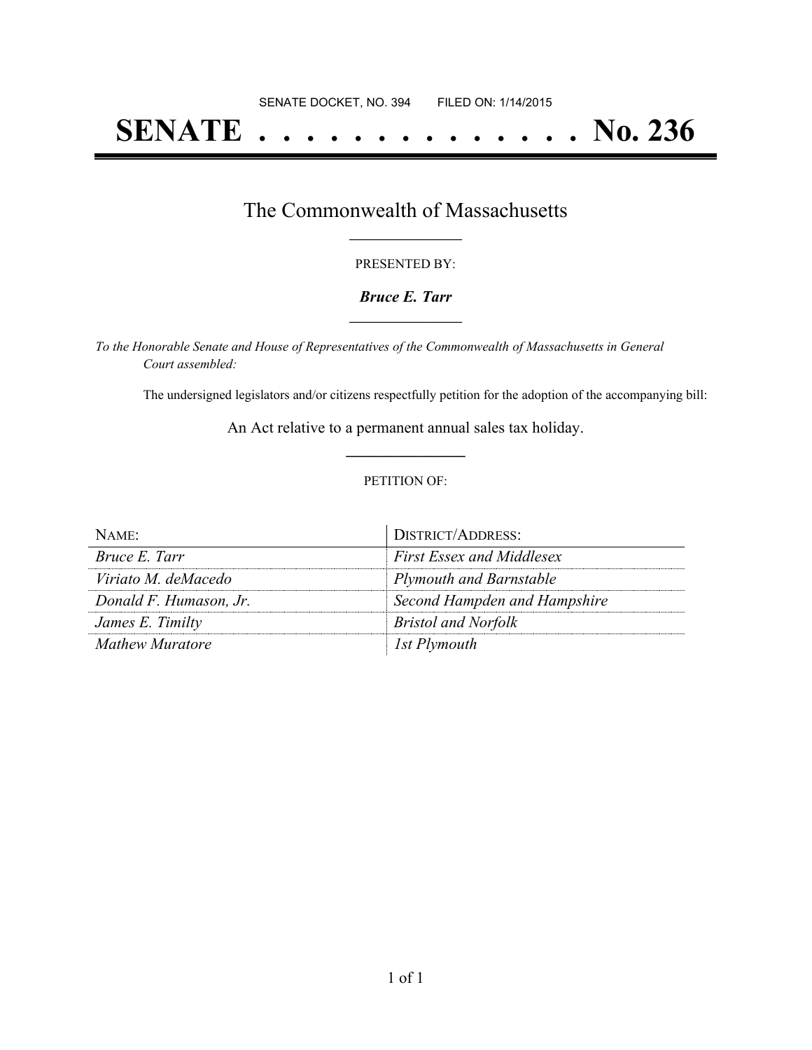SENATE DOCKET, NO. 394        FILED ON: 1/14/2015

# SENATE . . . . . . . . . . . . . . No. 236

## The Commonwealth of Massachusetts

PRESENTED BY:

***Bruce E. Tarr***

*To the Honorable Senate and House of Representatives of the Commonwealth of Massachusetts in General Court assembled:*

The undersigned legislators and/or citizens respectfully petition for the adoption of the accompanying bill:

An Act relative to a permanent annual sales tax holiday.

PETITION OF:

| NAME: | DISTRICT/ADDRESS: |
|---|---|
| *Bruce E. Tarr* | *First Essex and Middlesex* |
| *Viriato M. deMacedo* | *Plymouth and Barnstable* |
| *Donald F. Humason, Jr.* | *Second Hampden and Hampshire* |
| *James E. Timilty* | *Bristol and Norfolk* |
| *Mathew Muratore* | *1st Plymouth* |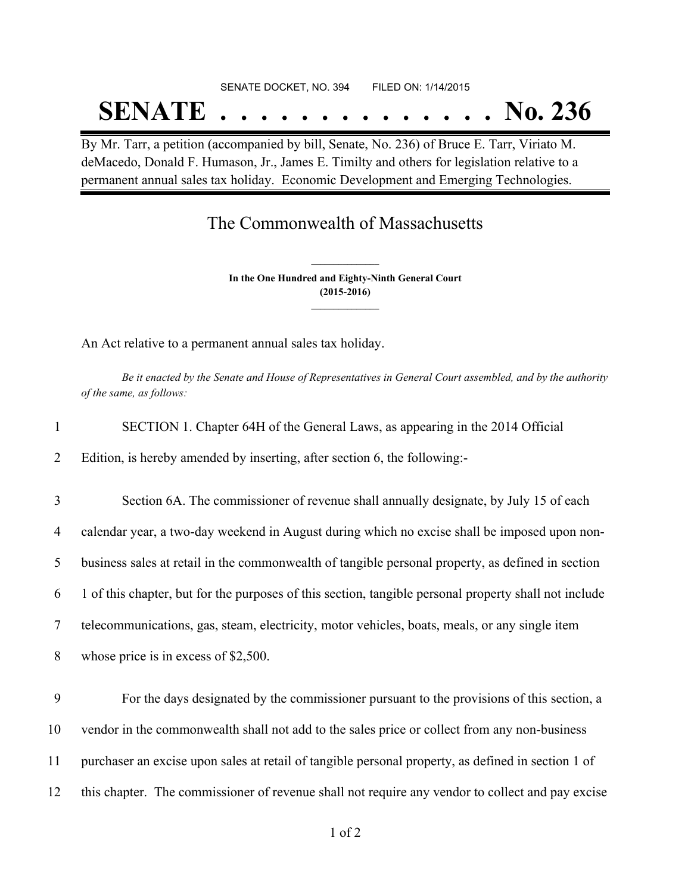SENATE DOCKET, NO. 394        FILED ON: 1/14/2015

# SENATE . . . . . . . . . . . . . . No. 236

By Mr. Tarr, a petition (accompanied by bill, Senate, No. 236) of Bruce E. Tarr, Viriato M. deMacedo, Donald F. Humason, Jr., James E. Timilty and others for legislation relative to a permanent annual sales tax holiday. Economic Development and Emerging Technologies.

## The Commonwealth of Massachusetts

**In the One Hundred and Eighty-Ninth General Court**
**(2015-2016)**

An Act relative to a permanent annual sales tax holiday.

*Be it enacted by the Senate and House of Representatives in General Court assembled, and by the authority of the same, as follows:*

1 SECTION 1. Chapter 64H of the General Laws, as appearing in the 2014 Official
2 Edition, is hereby amended by inserting, after section 6, the following:-

3 Section 6A. The commissioner of revenue shall annually designate, by July 15 of each
4 calendar year, a two-day weekend in August during which no excise shall be imposed upon non-
5 business sales at retail in the commonwealth of tangible personal property, as defined in section
6 1 of this chapter, but for the purposes of this section, tangible personal property shall not include
7 telecommunications, gas, steam, electricity, motor vehicles, boats, meals, or any single item
8 whose price is in excess of $2,500.

9 For the days designated by the commissioner pursuant to the provisions of this section, a
10 vendor in the commonwealth shall not add to the sales price or collect from any non-business
11 purchaser an excise upon sales at retail of tangible personal property, as defined in section 1 of
12 this chapter. The commissioner of revenue shall not require any vendor to collect and pay excise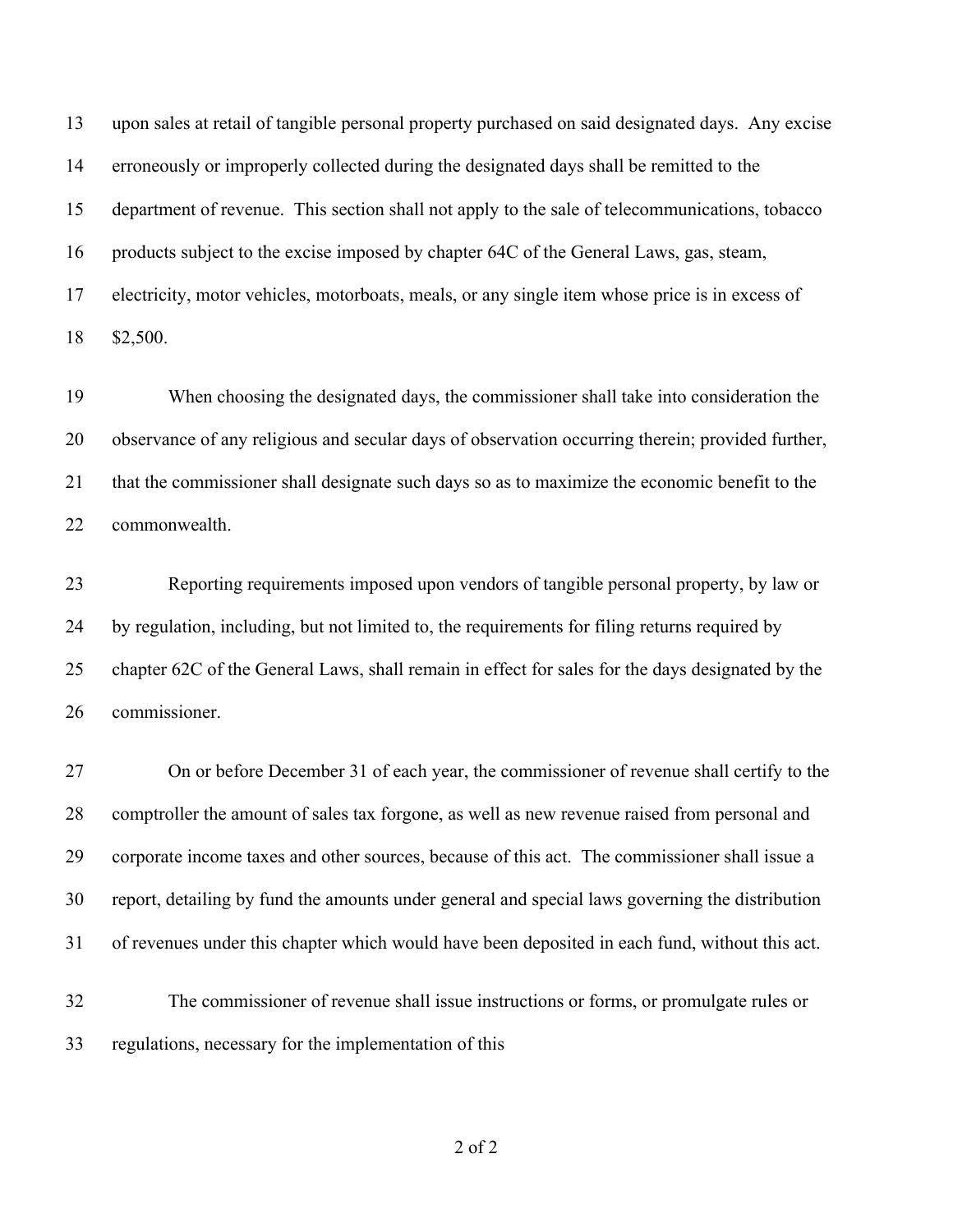upon sales at retail of tangible personal property purchased on said designated days. Any excise erroneously or improperly collected during the designated days shall be remitted to the department of revenue. This section shall not apply to the sale of telecommunications, tobacco products subject to the excise imposed by chapter 64C of the General Laws, gas, steam, electricity, motor vehicles, motorboats, meals, or any single item whose price is in excess of $2,500.

When choosing the designated days, the commissioner shall take into consideration the observance of any religious and secular days of observation occurring therein; provided further, that the commissioner shall designate such days so as to maximize the economic benefit to the commonwealth.

Reporting requirements imposed upon vendors of tangible personal property, by law or by regulation, including, but not limited to, the requirements for filing returns required by chapter 62C of the General Laws, shall remain in effect for sales for the days designated by the commissioner.

On or before December 31 of each year, the commissioner of revenue shall certify to the comptroller the amount of sales tax forgone, as well as new revenue raised from personal and corporate income taxes and other sources, because of this act. The commissioner shall issue a report, detailing by fund the amounts under general and special laws governing the distribution of revenues under this chapter which would have been deposited in each fund, without this act.

The commissioner of revenue shall issue instructions or forms, or promulgate rules or regulations, necessary for the implementation of this